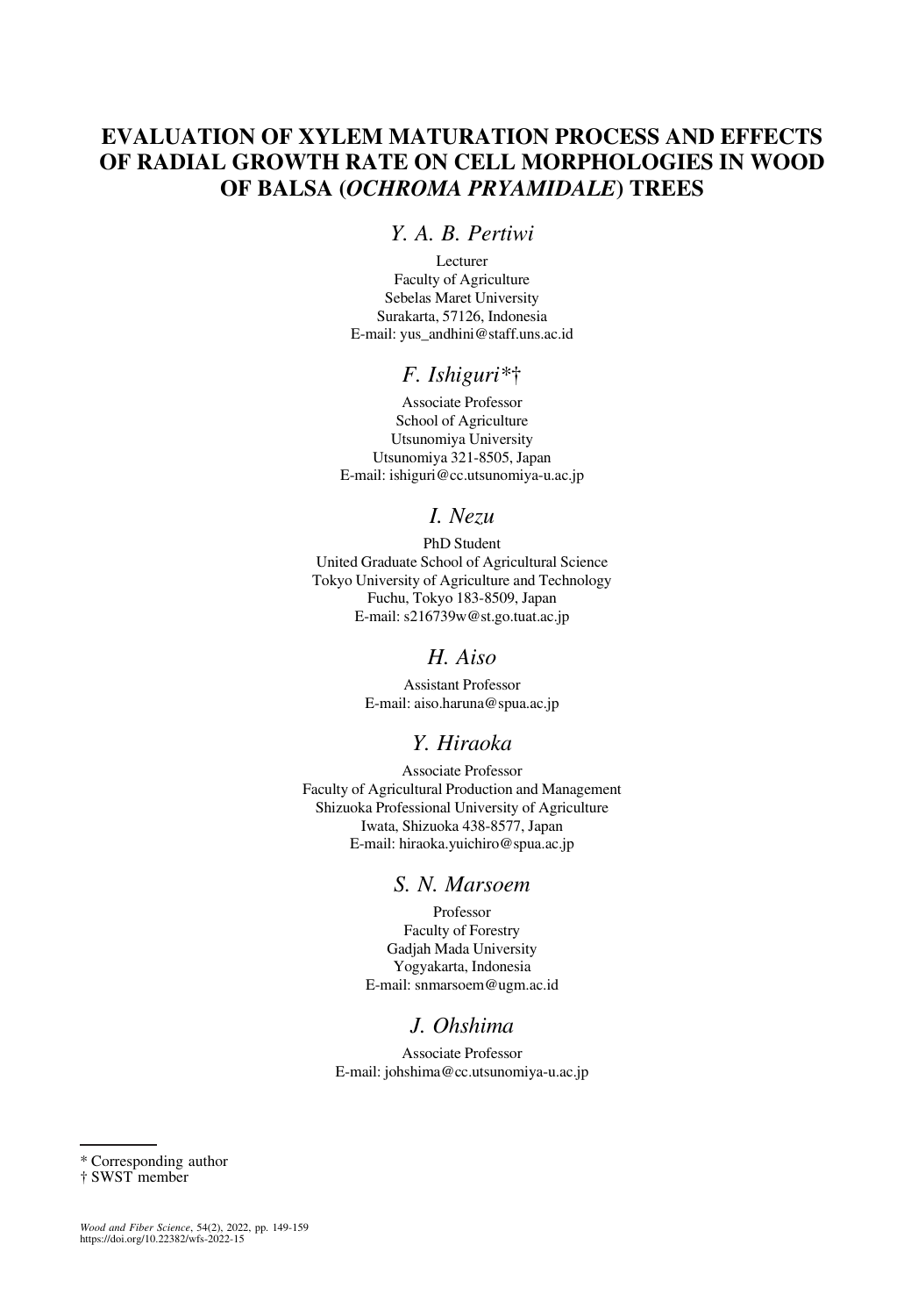# EVALUATION OF XYLEM MATURATION PROCESS AND EFFECTS OF RADIAL GROWTH RATE ON CELL MORPHOLOGIES IN WOOD OF BALSA (*OCHROMA PRYAMIDALE*) TREES

## *Y. A. B. Pertiwi*

Lecturer
Faculty of Agriculture
Sebelas Maret University
Surakarta, 57126, Indonesia
E-mail: yus_andhini@staff.uns.ac.id

## *F. Ishiguri*\*†

Associate Professor
School of Agriculture
Utsunomiya University
Utsunomiya 321-8505, Japan
E-mail: ishiguri@cc.utsunomiya-u.ac.jp

## *I. Nezu*

PhD Student
United Graduate School of Agricultural Science
Tokyo University of Agriculture and Technology
Fuchu, Tokyo 183-8509, Japan
E-mail: s216739w@st.go.tuat.ac.jp

## *H. Aiso*

Assistant Professor
E-mail: aiso.haruna@spua.ac.jp

## *Y. Hiraoka*

Associate Professor
Faculty of Agricultural Production and Management
Shizuoka Professional University of Agriculture
Iwata, Shizuoka 438-8577, Japan
E-mail: hiraoka.yuichiro@spua.ac.jp

## *S. N. Marsoem*

Professor
Faculty of Forestry
Gadjah Mada University
Yogyakarta, Indonesia
E-mail: snmarsoem@ugm.ac.id

## *J. Ohshima*

Associate Professor
E-mail: johshima@cc.utsunomiya-u.ac.jp

---

\* Corresponding author
† SWST member

*Wood and Fiber Science*, 54(2), 2022, pp. 149-159
https://doi.org/10.22382/wfs-2022-15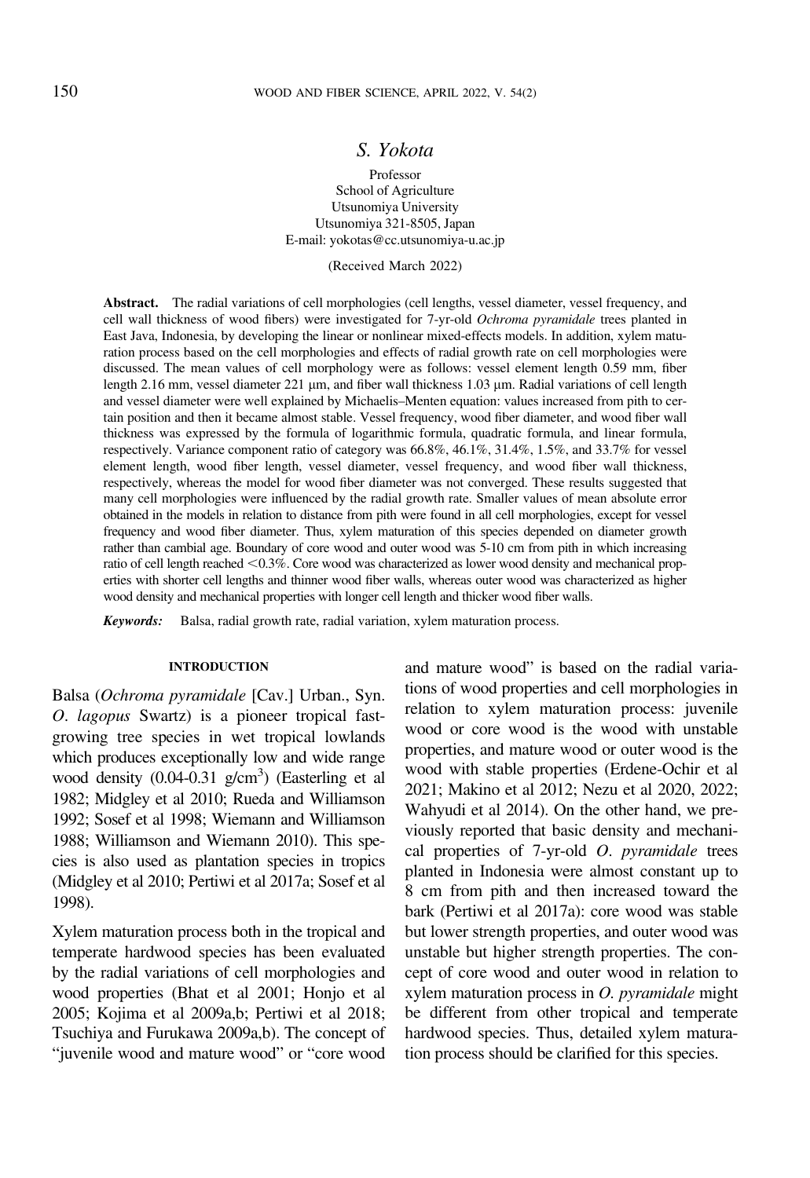S. Yokota

Professor
School of Agriculture
Utsunomiya University
Utsunomiya 321-8505, Japan
E-mail: yokotas@cc.utsunomiya-u.ac.jp

(Received March 2022)

**Abstract.** The radial variations of cell morphologies (cell lengths, vessel diameter, vessel frequency, and cell wall thickness of wood fibers) were investigated for 7-yr-old *Ochroma pyramidale* trees planted in East Java, Indonesia, by developing the linear or nonlinear mixed-effects models. In addition, xylem maturation process based on the cell morphologies and effects of radial growth rate on cell morphologies were discussed. The mean values of cell morphology were as follows: vessel element length 0.59 mm, fiber length 2.16 mm, vessel diameter 221 μm, and fiber wall thickness 1.03 μm. Radial variations of cell length and vessel diameter were well explained by Michaelis–Menten equation: values increased from pith to certain position and then it became almost stable. Vessel frequency, wood fiber diameter, and wood fiber wall thickness was expressed by the formula of logarithmic formula, quadratic formula, and linear formula, respectively. Variance component ratio of category was 66.8%, 46.1%, 31.4%, 1.5%, and 33.7% for vessel element length, wood fiber length, vessel diameter, vessel frequency, and wood fiber wall thickness, respectively, whereas the model for wood fiber diameter was not converged. These results suggested that many cell morphologies were influenced by the radial growth rate. Smaller values of mean absolute error obtained in the models in relation to distance from pith were found in all cell morphologies, except for vessel frequency and wood fiber diameter. Thus, xylem maturation of this species depended on diameter growth rather than cambial age. Boundary of core wood and outer wood was 5-10 cm from pith in which increasing ratio of cell length reached <0.3%. Core wood was characterized as lower wood density and mechanical properties with shorter cell lengths and thinner wood fiber walls, whereas outer wood was characterized as higher wood density and mechanical properties with longer cell length and thicker wood fiber walls.

*Keywords:* Balsa, radial growth rate, radial variation, xylem maturation process.

## INTRODUCTION

Balsa (*Ochroma pyramidale* [Cav.] Urban., Syn. *O. lagopus* Swartz) is a pioneer tropical fast-growing tree species in wet tropical lowlands which produces exceptionally low and wide range wood density (0.04-0.31 g/cm$^3$) (Easterling et al 1982; Midgley et al 2010; Rueda and Williamson 1992; Sosef et al 1998; Wiemann and Williamson 1988; Williamson and Wiemann 2010). This species is also used as plantation species in tropics (Midgley et al 2010; Pertiwi et al 2017a; Sosef et al 1998).

Xylem maturation process both in the tropical and temperate hardwood species has been evaluated by the radial variations of cell morphologies and wood properties (Bhat et al 2001; Honjo et al 2005; Kojima et al 2009a,b; Pertiwi et al 2018; Tsuchiya and Furukawa 2009a,b). The concept of "juvenile wood and mature wood" or "core wood and mature wood" is based on the radial variations of wood properties and cell morphologies in relation to xylem maturation process: juvenile wood or core wood is the wood with unstable properties, and mature wood or outer wood is the wood with stable properties (Erdene-Ochir et al 2021; Makino et al 2012; Nezu et al 2020, 2022; Wahyudi et al 2014). On the other hand, we previously reported that basic density and mechanical properties of 7-yr-old *O. pyramidale* trees planted in Indonesia were almost constant up to 8 cm from pith and then increased toward the bark (Pertiwi et al 2017a): core wood was stable but lower strength properties, and outer wood was unstable but higher strength properties. The concept of core wood and outer wood in relation to xylem maturation process in *O. pyramidale* might be different from other tropical and temperate hardwood species. Thus, detailed xylem maturation process should be clarified for this species.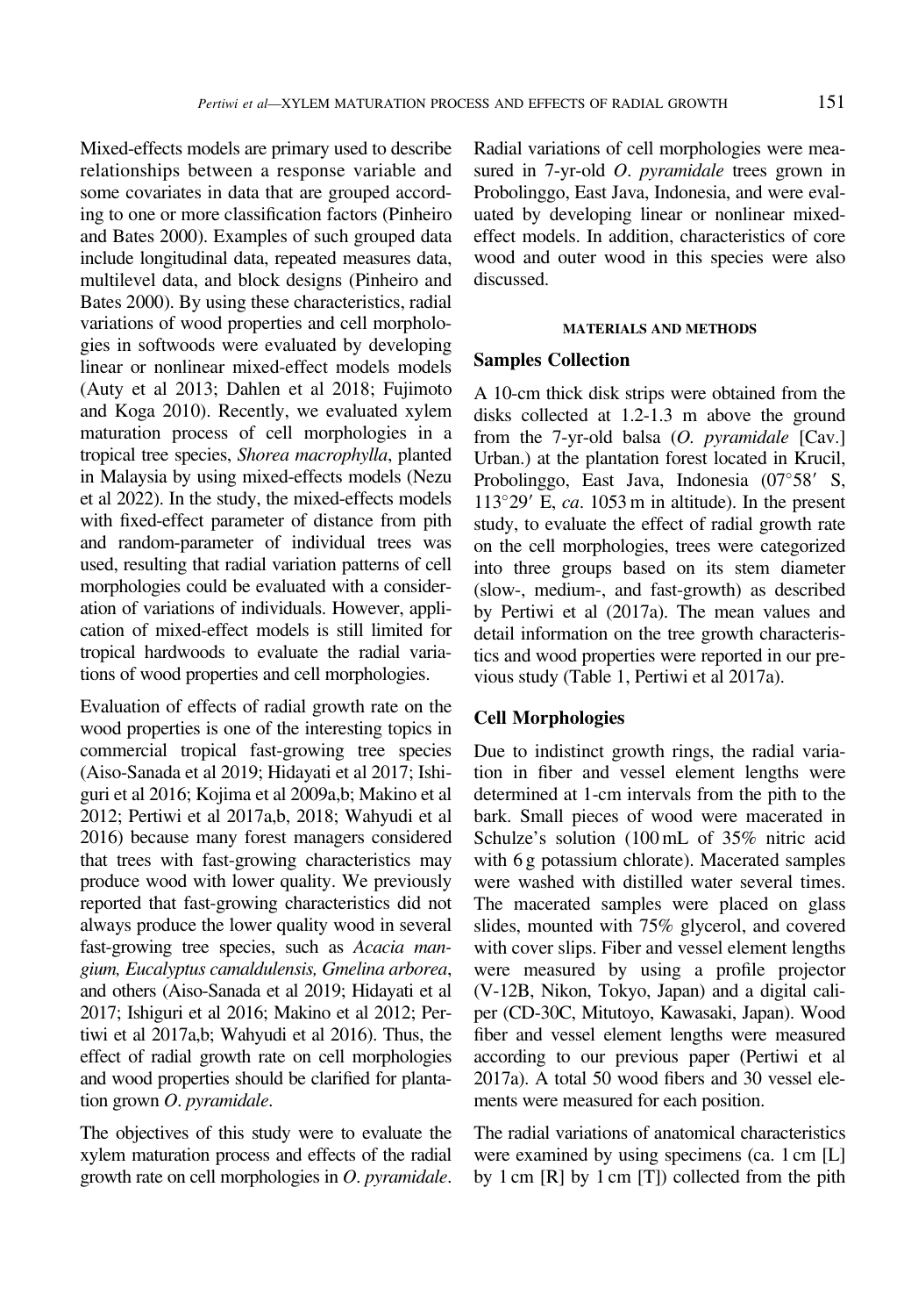Mixed-effects models are primary used to describe relationships between a response variable and some covariates in data that are grouped according to one or more classification factors (Pinheiro and Bates 2000). Examples of such grouped data include longitudinal data, repeated measures data, multilevel data, and block designs (Pinheiro and Bates 2000). By using these characteristics, radial variations of wood properties and cell morphologies in softwoods were evaluated by developing linear or nonlinear mixed-effect models models (Auty et al 2013; Dahlen et al 2018; Fujimoto and Koga 2010). Recently, we evaluated xylem maturation process of cell morphologies in a tropical tree species, *Shorea macrophylla*, planted in Malaysia by using mixed-effects models (Nezu et al 2022). In the study, the mixed-effects models with fixed-effect parameter of distance from pith and random-parameter of individual trees was used, resulting that radial variation patterns of cell morphologies could be evaluated with a consideration of variations of individuals. However, application of mixed-effect models is still limited for tropical hardwoods to evaluate the radial variations of wood properties and cell morphologies.

Evaluation of effects of radial growth rate on the wood properties is one of the interesting topics in commercial tropical fast-growing tree species (Aiso-Sanada et al 2019; Hidayati et al 2017; Ishiguri et al 2016; Kojima et al 2009a,b; Makino et al 2012; Pertiwi et al 2017a,b, 2018; Wahyudi et al 2016) because many forest managers considered that trees with fast-growing characteristics may produce wood with lower quality. We previously reported that fast-growing characteristics did not always produce the lower quality wood in several fast-growing tree species, such as *Acacia mangium, Eucalyptus camaldulensis, Gmelina arborea*, and others (Aiso-Sanada et al 2019; Hidayati et al 2017; Ishiguri et al 2016; Makino et al 2012; Pertiwi et al 2017a,b; Wahyudi et al 2016). Thus, the effect of radial growth rate on cell morphologies and wood properties should be clarified for plantation grown *O. pyramidale*.

The objectives of this study were to evaluate the xylem maturation process and effects of the radial growth rate on cell morphologies in *O. pyramidale*. Radial variations of cell morphologies were measured in 7-yr-old *O. pyramidale* trees grown in Probolinggo, East Java, Indonesia, and were evaluated by developing linear or nonlinear mixed-effect models. In addition, characteristics of core wood and outer wood in this species were also discussed.

## MATERIALS AND METHODS

### Samples Collection

A 10-cm thick disk strips were obtained from the disks collected at 1.2-1.3 m above the ground from the 7-yr-old balsa (*O. pyramidale* [Cav.] Urban.) at the plantation forest located in Krucil, Probolinggo, East Java, Indonesia (07°58′ S, 113°29′ E, *ca*. 1053 m in altitude). In the present study, to evaluate the effect of radial growth rate on the cell morphologies, trees were categorized into three groups based on its stem diameter (slow-, medium-, and fast-growth) as described by Pertiwi et al (2017a). The mean values and detail information on the tree growth characteristics and wood properties were reported in our previous study (Table 1, Pertiwi et al 2017a).

### Cell Morphologies

Due to indistinct growth rings, the radial variation in fiber and vessel element lengths were determined at 1-cm intervals from the pith to the bark. Small pieces of wood were macerated in Schulze's solution (100 mL of 35% nitric acid with 6 g potassium chlorate). Macerated samples were washed with distilled water several times. The macerated samples were placed on glass slides, mounted with 75% glycerol, and covered with cover slips. Fiber and vessel element lengths were measured by using a profile projector (V-12B, Nikon, Tokyo, Japan) and a digital caliper (CD-30C, Mitutoyo, Kawasaki, Japan). Wood fiber and vessel element lengths were measured according to our previous paper (Pertiwi et al 2017a). A total 50 wood fibers and 30 vessel elements were measured for each position.

The radial variations of anatomical characteristics were examined by using specimens (ca. 1 cm [L] by 1 cm [R] by 1 cm [T]) collected from the pith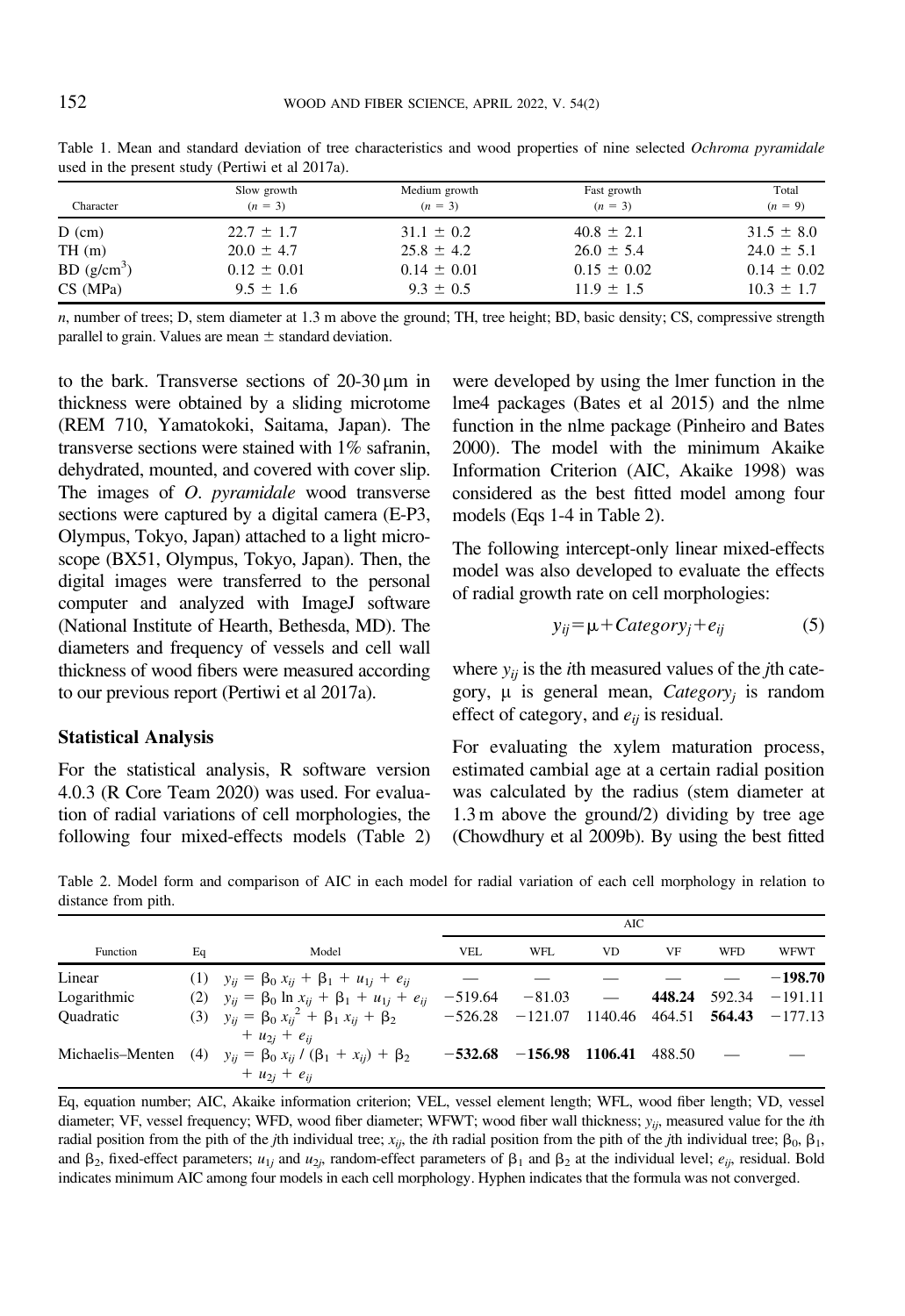Table 1. Mean and standard deviation of tree characteristics and wood properties of nine selected *Ochroma pyramidale* used in the present study (Pertiwi et al 2017a).

| Character | Slow growth ($n$ = 3) | Medium growth ($n$ = 3) | Fast growth ($n$ = 3) | Total ($n$ = 9) |
|---|---|---|---|---|
| D (cm) | 22.7 ± 1.7 | 31.1 ± 0.2 | 40.8 ± 2.1 | 31.5 ± 8.0 |
| TH (m) | 20.0 ± 4.7 | 25.8 ± 4.2 | 26.0 ± 5.4 | 24.0 ± 5.1 |
| BD (g/cm$^3$) | 0.12 ± 0.01 | 0.14 ± 0.01 | 0.15 ± 0.02 | 0.14 ± 0.02 |
| CS (MPa) | 9.5 ± 1.6 | 9.3 ± 0.5 | 11.9 ± 1.5 | 10.3 ± 1.7 |

$n$, number of trees; D, stem diameter at 1.3 m above the ground; TH, tree height; BD, basic density; CS, compressive strength parallel to grain. Values are mean ± standard deviation.

to the bark. Transverse sections of 20-30 μm in thickness were obtained by a sliding microtome (REM 710, Yamatokoki, Saitama, Japan). The transverse sections were stained with 1% safranin, dehydrated, mounted, and covered with cover slip. The images of *O. pyramidale* wood transverse sections were captured by a digital camera (E-P3, Olympus, Tokyo, Japan) attached to a light microscope (BX51, Olympus, Tokyo, Japan). Then, the digital images were transferred to the personal computer and analyzed with ImageJ software (National Institute of Hearth, Bethesda, MD). The diameters and frequency of vessels and cell wall thickness of wood fibers were measured according to our previous report (Pertiwi et al 2017a).

### Statistical Analysis

For the statistical analysis, R software version 4.0.3 (R Core Team 2020) was used. For evaluation of radial variations of cell morphologies, the following four mixed-effects models (Table 2) were developed by using the lmer function in the lme4 packages (Bates et al 2015) and the nlme function in the nlme package (Pinheiro and Bates 2000). The model with the minimum Akaike Information Criterion (AIC, Akaike 1998) was considered as the best fitted model among four models (Eqs 1-4 in Table 2).

The following intercept-only linear mixed-effects model was also developed to evaluate the effects of radial growth rate on cell morphologies:

$$y_{ij} = \mu + Category_j + e_{ij} \tag{5}$$

where $y_{ij}$ is the $i$th measured values of the $j$th category, μ is general mean, $Category_j$ is random effect of category, and $e_{ij}$ is residual.

For evaluating the xylem maturation process, estimated cambial age at a certain radial position was calculated by the radius (stem diameter at 1.3 m above the ground/2) dividing by tree age (Chowdhury et al 2009b). By using the best fitted

Table 2. Model form and comparison of AIC in each model for radial variation of each cell morphology in relation to distance from pith.

| Function | Eq | Model | AIC | | | | | |
|---|---|---|---|---|---|---|---|---|
| | | | VEL | WFL | VD | VF | WFD | WFWT |
| Linear | (1) | $y_{ij} = \beta_0 x_{ij} + \beta_1 + u_{1j} + e_{ij}$ | — | — | — | — | — | **−198.70** |
| Logarithmic | (2) | $y_{ij} = \beta_0 \ln x_{ij} + \beta_1 + u_{1j} + e_{ij}$ | −519.64 | −81.03 | — | **448.24** | 592.34 | −191.11 |
| Quadratic | (3) | $y_{ij} = \beta_0 x_{ij}^2 + \beta_1 x_{ij} + \beta_2 + u_{2j} + e_{ij}$ | −526.28 | −121.07 | 1140.46 | 464.51 | **564.43** | −177.13 |
| Michaelis–Menten | (4) | $y_{ij} = \beta_0 x_{ij} / (\beta_1 + x_{ij}) + \beta_2 + u_{2j} + e_{ij}$ | **−532.68** | **−156.98** | **1106.41** | 488.50 | — | — |

Eq, equation number; AIC, Akaike information criterion; VEL, vessel element length; WFL, wood fiber length; VD, vessel diameter; VF, vessel frequency; WFD, wood fiber diameter; WFWT; wood fiber wall thickness; $y_{ij}$, measured value for the $i$th radial position from the pith of the $j$th individual tree; $x_{ij}$, the $i$th radial position from the pith of the $j$th individual tree; $\beta_0$, $\beta_1$, and $\beta_2$, fixed-effect parameters; $u_{1j}$ and $u_{2j}$, random-effect parameters of $\beta_1$ and $\beta_2$ at the individual level; $e_{ij}$, residual. Bold indicates minimum AIC among four models in each cell morphology. Hyphen indicates that the formula was not converged.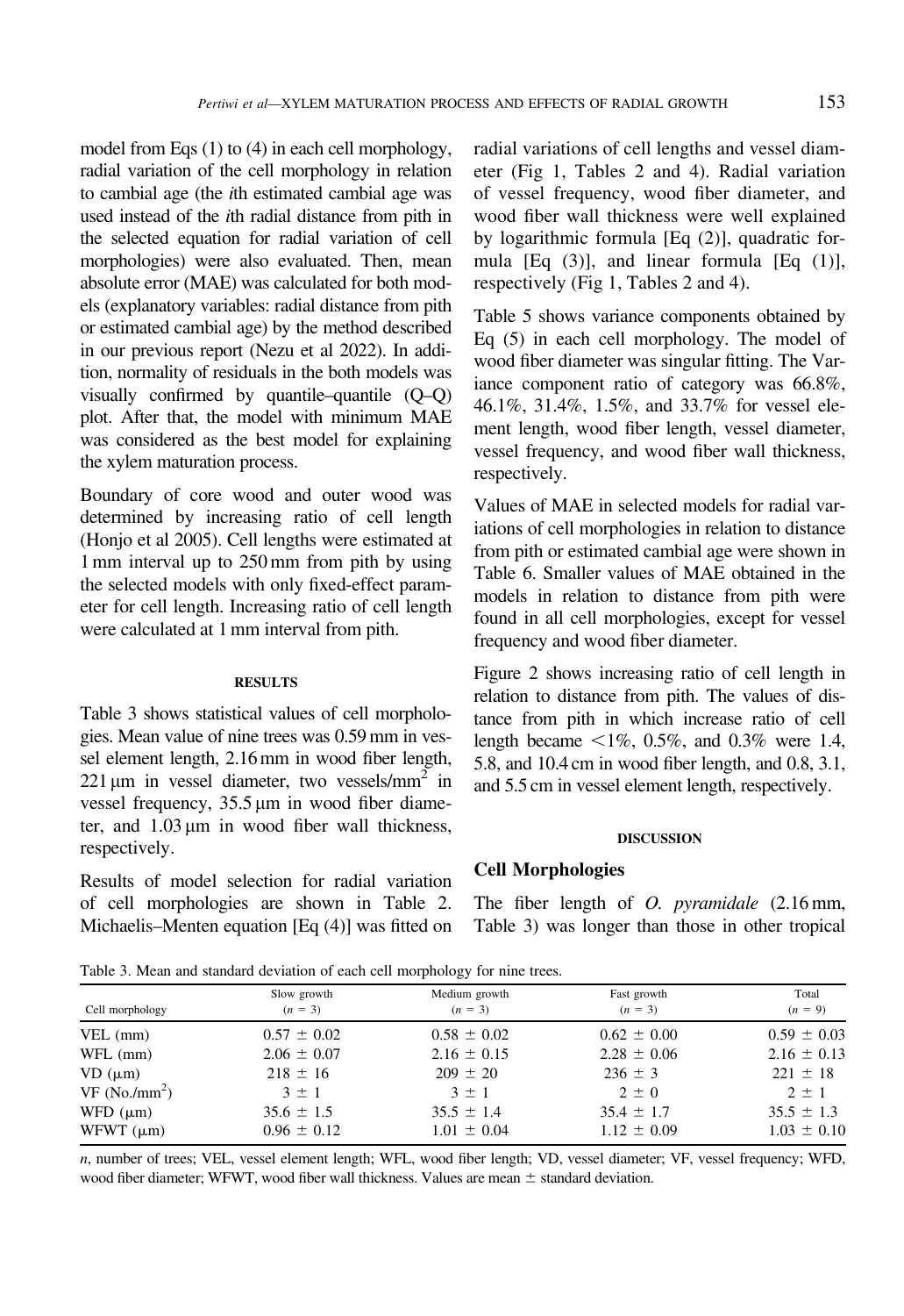model from Eqs (1) to (4) in each cell morphology, radial variation of the cell morphology in relation to cambial age (the *i*th estimated cambial age was used instead of the *i*th radial distance from pith in the selected equation for radial variation of cell morphologies) were also evaluated. Then, mean absolute error (MAE) was calculated for both models (explanatory variables: radial distance from pith or estimated cambial age) by the method described in our previous report (Nezu et al 2022). In addition, normality of residuals in the both models was visually confirmed by quantile–quantile (Q–Q) plot. After that, the model with minimum MAE was considered as the best model for explaining the xylem maturation process.

Boundary of core wood and outer wood was determined by increasing ratio of cell length (Honjo et al 2005). Cell lengths were estimated at 1 mm interval up to 250 mm from pith by using the selected models with only fixed-effect parameter for cell length. Increasing ratio of cell length were calculated at 1 mm interval from pith.

## RESULTS

Table 3 shows statistical values of cell morphologies. Mean value of nine trees was 0.59 mm in vessel element length, 2.16 mm in wood fiber length, 221 μm in vessel diameter, two vessels/mm$^2$ in vessel frequency, 35.5 μm in wood fiber diameter, and 1.03 μm in wood fiber wall thickness, respectively.

Results of model selection for radial variation of cell morphologies are shown in Table 2. Michaelis–Menten equation [Eq (4)] was fitted on radial variations of cell lengths and vessel diameter (Fig 1, Tables 2 and 4). Radial variation of vessel frequency, wood fiber diameter, and wood fiber wall thickness were well explained by logarithmic formula [Eq (2)], quadratic formula [Eq (3)], and linear formula [Eq (1)], respectively (Fig 1, Tables 2 and 4).

Table 5 shows variance components obtained by Eq (5) in each cell morphology. The model of wood fiber diameter was singular fitting. The Variance component ratio of category was 66.8%, 46.1%, 31.4%, 1.5%, and 33.7% for vessel element length, wood fiber length, vessel diameter, vessel frequency, and wood fiber wall thickness, respectively.

Values of MAE in selected models for radial variations of cell morphologies in relation to distance from pith or estimated cambial age were shown in Table 6. Smaller values of MAE obtained in the models in relation to distance from pith were found in all cell morphologies, except for vessel frequency and wood fiber diameter.

Figure 2 shows increasing ratio of cell length in relation to distance from pith. The values of distance from pith in which increase ratio of cell length became <1%, 0.5%, and 0.3% were 1.4, 5.8, and 10.4 cm in wood fiber length, and 0.8, 3.1, and 5.5 cm in vessel element length, respectively.

## DISCUSSION

### Cell Morphologies

The fiber length of *O. pyramidale* (2.16 mm, Table 3) was longer than those in other tropical

Table 3. Mean and standard deviation of each cell morphology for nine trees.

| Cell morphology | Slow growth ($n$ = 3) | Medium growth ($n$ = 3) | Fast growth ($n$ = 3) | Total ($n$ = 9) |
|---|---|---|---|---|
| VEL (mm) | 0.57 ± 0.02 | 0.58 ± 0.02 | 0.62 ± 0.00 | 0.59 ± 0.03 |
| WFL (mm) | 2.06 ± 0.07 | 2.16 ± 0.15 | 2.28 ± 0.06 | 2.16 ± 0.13 |
| VD (μm) | 218 ± 16 | 209 ± 20 | 236 ± 3 | 221 ± 18 |
| VF (No./mm$^2$) | 3 ± 1 | 3 ± 1 | 2 ± 0 | 2 ± 1 |
| WFD (μm) | 35.6 ± 1.5 | 35.5 ± 1.4 | 35.4 ± 1.7 | 35.5 ± 1.3 |
| WFWT (μm) | 0.96 ± 0.12 | 1.01 ± 0.04 | 1.12 ± 0.09 | 1.03 ± 0.10 |

*n*, number of trees; VEL, vessel element length; WFL, wood fiber length; VD, vessel diameter; VF, vessel frequency; WFD, wood fiber diameter; WFWT, wood fiber wall thickness. Values are mean ± standard deviation.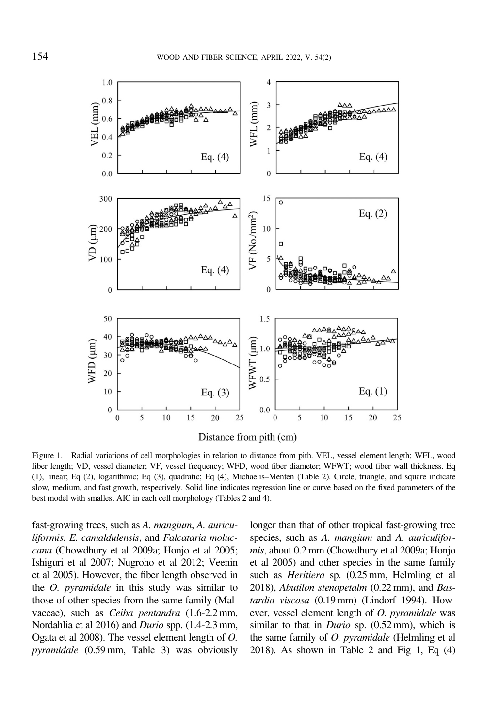Figure 1. Radial variations of cell morphologies in relation to distance from pith. VEL, vessel element length; WFL, wood fiber length; VD, vessel diameter; VF, vessel frequency; WFD, wood fiber diameter; WFWT; wood fiber wall thickness. Eq (1), linear; Eq (2), logarithmic; Eq (3), quadratic; Eq (4), Michaelis–Menten (Table 2). Circle, triangle, and square indicate slow, medium, and fast growth, respectively. Solid line indicates regression line or curve based on the fixed parameters of the best model with smallest AIC in each cell morphology (Tables 2 and 4).

fast-growing trees, such as *A. mangium*, *A. auriculiformis*, *E. camaldulensis*, and *Falcataria moluccana* (Chowdhury et al 2009a; Honjo et al 2005; Ishiguri et al 2007; Nugroho et al 2012; Veenin et al 2005). However, the fiber length observed in the *O. pyramidale* in this study was similar to those of other species from the same family (Malvaceae), such as *Ceiba pentandra* (1.6-2.2 mm, Nordahlia et al 2016) and *Durio* spp. (1.4-2.3 mm, Ogata et al 2008). The vessel element length of *O. pyramidale* (0.59 mm, Table 3) was obviously longer than that of other tropical fast-growing tree species, such as *A. mangium* and *A. auriculiformis*, about 0.2 mm (Chowdhury et al 2009a; Honjo et al 2005) and other species in the same family such as *Heritiera* sp. (0.25 mm, Helmling et al 2018), *Abutilon stenopetalm* (0.22 mm), and *Bastardia viscosa* (0.19 mm) (Lindorf 1994). However, vessel element length of *O. pyramidale* was similar to that in *Durio* sp. (0.52 mm), which is the same family of *O. pyramidale* (Helmling et al 2018). As shown in Table 2 and Fig 1, Eq (4)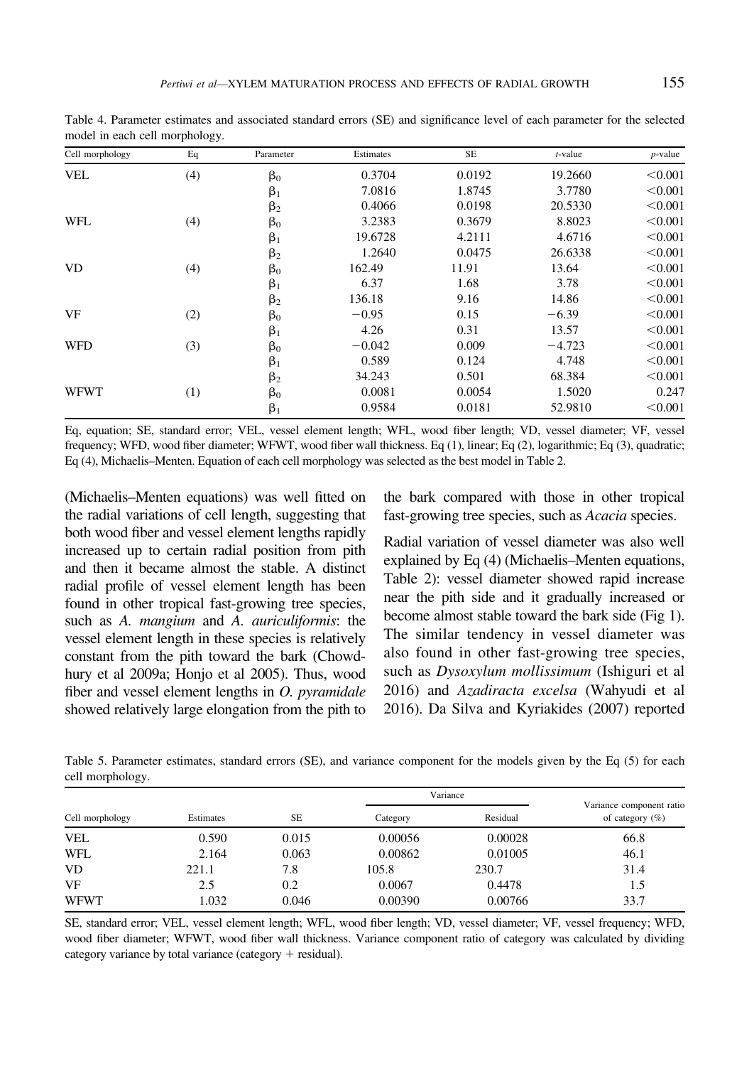Table 4. Parameter estimates and associated standard errors (SE) and significance level of each parameter for the selected model in each cell morphology.

| Cell morphology | Eq | Parameter | Estimates | SE | *t*-value | *p*-value |
|---|---|---|---|---|---|---|
| VEL | (4) | $\beta_0$ | 0.3704 | 0.0192 | 19.2660 | <0.001 |
| | | $\beta_1$ | 7.0816 | 1.8745 | 3.7780 | <0.001 |
| | | $\beta_2$ | 0.4066 | 0.0198 | 20.5330 | <0.001 |
| WFL | (4) | $\beta_0$ | 3.2383 | 0.3679 | 8.8023 | <0.001 |
| | | $\beta_1$ | 19.6728 | 4.2111 | 4.6716 | <0.001 |
| | | $\beta_2$ | 1.2640 | 0.0475 | 26.6338 | <0.001 |
| VD | (4) | $\beta_0$ | 162.49 | 11.91 | 13.64 | <0.001 |
| | | $\beta_1$ | 6.37 | 1.68 | 3.78 | <0.001 |
| | | $\beta_2$ | 136.18 | 9.16 | 14.86 | <0.001 |
| VF | (2) | $\beta_0$ | −0.95 | 0.15 | −6.39 | <0.001 |
| | | $\beta_1$ | 4.26 | 0.31 | 13.57 | <0.001 |
| WFD | (3) | $\beta_0$ | −0.042 | 0.009 | −4.723 | <0.001 |
| | | $\beta_1$ | 0.589 | 0.124 | 4.748 | <0.001 |
| | | $\beta_2$ | 34.243 | 0.501 | 68.384 | <0.001 |
| WFWT | (1) | $\beta_0$ | 0.0081 | 0.0054 | 1.5020 | 0.247 |
| | | $\beta_1$ | 0.9584 | 0.0181 | 52.9810 | <0.001 |

Eq, equation; SE, standard error; VEL, vessel element length; WFL, wood fiber length; VD, vessel diameter; VF, vessel frequency; WFD, wood fiber diameter; WFWT, wood fiber wall thickness. Eq (1), linear; Eq (2), logarithmic; Eq (3), quadratic; Eq (4), Michaelis–Menten. Equation of each cell morphology was selected as the best model in Table 2.

(Michaelis–Menten equations) was well fitted on the radial variations of cell length, suggesting that both wood fiber and vessel element lengths rapidly increased up to certain radial position from pith and then it became almost the stable. A distinct radial profile of vessel element length has been found in other tropical fast-growing tree species, such as *A. mangium* and *A. auriculiformis*: the vessel element length in these species is relatively constant from the pith toward the bark (Chowdhury et al 2009a; Honjo et al 2005). Thus, wood fiber and vessel element lengths in *O. pyramidale* showed relatively large elongation from the pith to the bark compared with those in other tropical fast-growing tree species, such as *Acacia* species.

Radial variation of vessel diameter was also well explained by Eq (4) (Michaelis–Menten equations, Table 2): vessel diameter showed rapid increase near the pith side and it gradually increased or become almost stable toward the bark side (Fig 1). The similar tendency in vessel diameter was also found in other fast-growing tree species, such as *Dysoxylum mollissimum* (Ishiguri et al 2016) and *Azadiracta excelsa* (Wahyudi et al 2016). Da Silva and Kyriakides (2007) reported

Table 5. Parameter estimates, standard errors (SE), and variance component for the models given by the Eq (5) for each cell morphology.

| Cell morphology | Estimates | SE | Variance | | Variance component ratio of category (%) |
|---|---|---|---|---|---|
| | | | Category | Residual | |
| VEL | 0.590 | 0.015 | 0.00056 | 0.00028 | 66.8 |
| WFL | 2.164 | 0.063 | 0.00862 | 0.01005 | 46.1 |
| VD | 221.1 | 7.8 | 105.8 | 230.7 | 31.4 |
| VF | 2.5 | 0.2 | 0.0067 | 0.4478 | 1.5 |
| WFWT | 1.032 | 0.046 | 0.00390 | 0.00766 | 33.7 |

SE, standard error; VEL, vessel element length; WFL, wood fiber length; VD, vessel diameter; VF, vessel frequency; WFD, wood fiber diameter; WFWT, wood fiber wall thickness. Variance component ratio of category was calculated by dividing category variance by total variance (category + residual).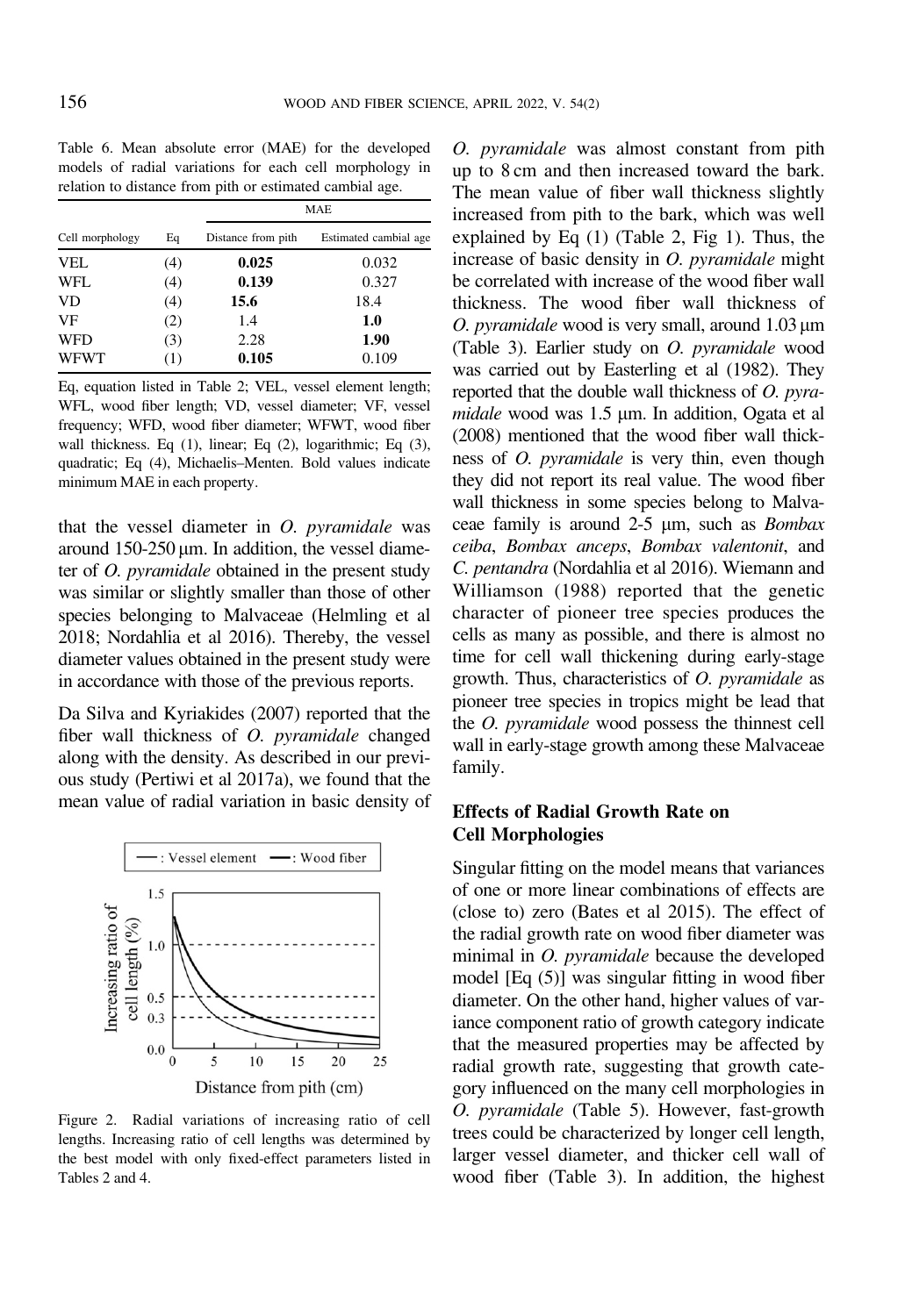Table 6. Mean absolute error (MAE) for the developed models of radial variations for each cell morphology in relation to distance from pith or estimated cambial age.

| Cell morphology | Eq | MAE | |
|---|---|---|---|
| | | Distance from pith | Estimated cambial age |
| VEL | (4) | **0.025** | 0.032 |
| WFL | (4) | **0.139** | 0.327 |
| VD | (4) | **15.6** | 18.4 |
| VF | (2) | 1.4 | **1.0** |
| WFD | (3) | 2.28 | **1.90** |
| WFWT | (1) | **0.105** | 0.109 |

Eq, equation listed in Table 2; VEL, vessel element length; WFL, wood fiber length; VD, vessel diameter; VF, vessel frequency; WFD, wood fiber diameter; WFWT, wood fiber wall thickness. Eq (1), linear; Eq (2), logarithmic; Eq (3), quadratic; Eq (4), Michaelis–Menten. Bold values indicate minimum MAE in each property.

that the vessel diameter in *O. pyramidale* was around 150-250 μm. In addition, the vessel diameter of *O. pyramidale* obtained in the present study was similar or slightly smaller than those of other species belonging to Malvaceae (Helmling et al 2018; Nordahlia et al 2016). Thereby, the vessel diameter values obtained in the present study were in accordance with those of the previous reports.

Da Silva and Kyriakides (2007) reported that the fiber wall thickness of *O. pyramidale* changed along with the density. As described in our previous study (Pertiwi et al 2017a), we found that the mean value of radial variation in basic density of *O. pyramidale* was almost constant from pith up to 8 cm and then increased toward the bark. The mean value of fiber wall thickness slightly increased from pith to the bark, which was well explained by Eq (1) (Table 2, Fig 1). Thus, the increase of basic density in *O. pyramidale* might be correlated with increase of the wood fiber wall thickness. The wood fiber wall thickness of *O. pyramidale* wood is very small, around 1.03 μm (Table 3). Earlier study on *O. pyramidale* wood was carried out by Easterling et al (1982). They reported that the double wall thickness of *O. pyramidale* wood was 1.5 μm. In addition, Ogata et al (2008) mentioned that the wood fiber wall thickness of *O. pyramidale* is very thin, even though they did not report its real value. The wood fiber wall thickness in some species belong to Malvaceae family is around 2-5 μm, such as *Bombax ceiba*, *Bombax anceps*, *Bombax valentonit*, and *C. pentandra* (Nordahlia et al 2016). Wiemann and Williamson (1988) reported that the genetic character of pioneer tree species produces the cells as many as possible, and there is almost no time for cell wall thickening during early-stage growth. Thus, characteristics of *O. pyramidale* as pioneer tree species in tropics might be lead that the *O. pyramidale* wood possess the thinnest cell wall in early-stage growth among these Malvaceae family.

Figure 2. Radial variations of increasing ratio of cell lengths. Increasing ratio of cell lengths was determined by the best model with only fixed-effect parameters listed in Tables 2 and 4.

## Effects of Radial Growth Rate on Cell Morphologies

Singular fitting on the model means that variances of one or more linear combinations of effects are (close to) zero (Bates et al 2015). The effect of the radial growth rate on wood fiber diameter was minimal in *O. pyramidale* because the developed model [Eq (5)] was singular fitting in wood fiber diameter. On the other hand, higher values of variance component ratio of growth category indicate that the measured properties may be affected by radial growth rate, suggesting that growth category influenced on the many cell morphologies in *O. pyramidale* (Table 5). However, fast-growth trees could be characterized by longer cell length, larger vessel diameter, and thicker cell wall of wood fiber (Table 3). In addition, the highest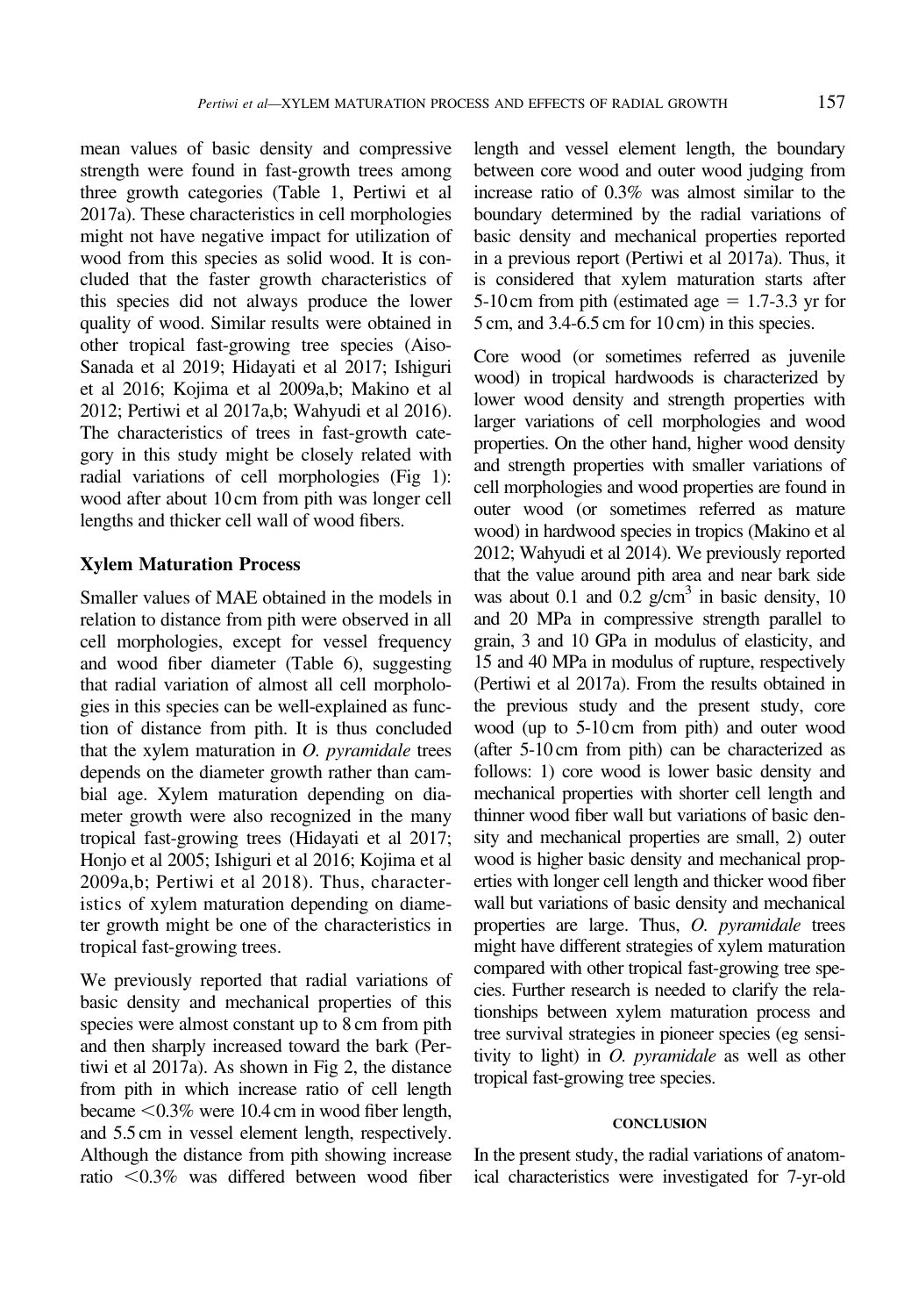mean values of basic density and compressive strength were found in fast-growth trees among three growth categories (Table 1, Pertiwi et al 2017a). These characteristics in cell morphologies might not have negative impact for utilization of wood from this species as solid wood. It is concluded that the faster growth characteristics of this species did not always produce the lower quality of wood. Similar results were obtained in other tropical fast-growing tree species (Aiso-Sanada et al 2019; Hidayati et al 2017; Ishiguri et al 2016; Kojima et al 2009a,b; Makino et al 2012; Pertiwi et al 2017a,b; Wahyudi et al 2016). The characteristics of trees in fast-growth category in this study might be closely related with radial variations of cell morphologies (Fig 1): wood after about 10 cm from pith was longer cell lengths and thicker cell wall of wood fibers.

### Xylem Maturation Process

Smaller values of MAE obtained in the models in relation to distance from pith were observed in all cell morphologies, except for vessel frequency and wood fiber diameter (Table 6), suggesting that radial variation of almost all cell morphologies in this species can be well-explained as function of distance from pith. It is thus concluded that the xylem maturation in *O. pyramidale* trees depends on the diameter growth rather than cambial age. Xylem maturation depending on diameter growth were also recognized in the many tropical fast-growing trees (Hidayati et al 2017; Honjo et al 2005; Ishiguri et al 2016; Kojima et al 2009a,b; Pertiwi et al 2018). Thus, characteristics of xylem maturation depending on diameter growth might be one of the characteristics in tropical fast-growing trees.

We previously reported that radial variations of basic density and mechanical properties of this species were almost constant up to 8 cm from pith and then sharply increased toward the bark (Pertiwi et al 2017a). As shown in Fig 2, the distance from pith in which increase ratio of cell length became <0.3% were 10.4 cm in wood fiber length, and 5.5 cm in vessel element length, respectively. Although the distance from pith showing increase ratio <0.3% was differed between wood fiber length and vessel element length, the boundary between core wood and outer wood judging from increase ratio of 0.3% was almost similar to the boundary determined by the radial variations of basic density and mechanical properties reported in a previous report (Pertiwi et al 2017a). Thus, it is considered that xylem maturation starts after 5-10 cm from pith (estimated age = 1.7-3.3 yr for 5 cm, and 3.4-6.5 cm for 10 cm) in this species.

Core wood (or sometimes referred as juvenile wood) in tropical hardwoods is characterized by lower wood density and strength properties with larger variations of cell morphologies and wood properties. On the other hand, higher wood density and strength properties with smaller variations of cell morphologies and wood properties are found in outer wood (or sometimes referred as mature wood) in hardwood species in tropics (Makino et al 2012; Wahyudi et al 2014). We previously reported that the value around pith area and near bark side was about 0.1 and 0.2 g/cm$^3$ in basic density, 10 and 20 MPa in compressive strength parallel to grain, 3 and 10 GPa in modulus of elasticity, and 15 and 40 MPa in modulus of rupture, respectively (Pertiwi et al 2017a). From the results obtained in the previous study and the present study, core wood (up to 5-10 cm from pith) and outer wood (after 5-10 cm from pith) can be characterized as follows: 1) core wood is lower basic density and mechanical properties with shorter cell length and thinner wood fiber wall but variations of basic density and mechanical properties are small, 2) outer wood is higher basic density and mechanical properties with longer cell length and thicker wood fiber wall but variations of basic density and mechanical properties are large. Thus, *O. pyramidale* trees might have different strategies of xylem maturation compared with other tropical fast-growing tree species. Further research is needed to clarify the relationships between xylem maturation process and tree survival strategies in pioneer species (eg sensitivity to light) in *O. pyramidale* as well as other tropical fast-growing tree species.

## CONCLUSION

In the present study, the radial variations of anatomical characteristics were investigated for 7-yr-old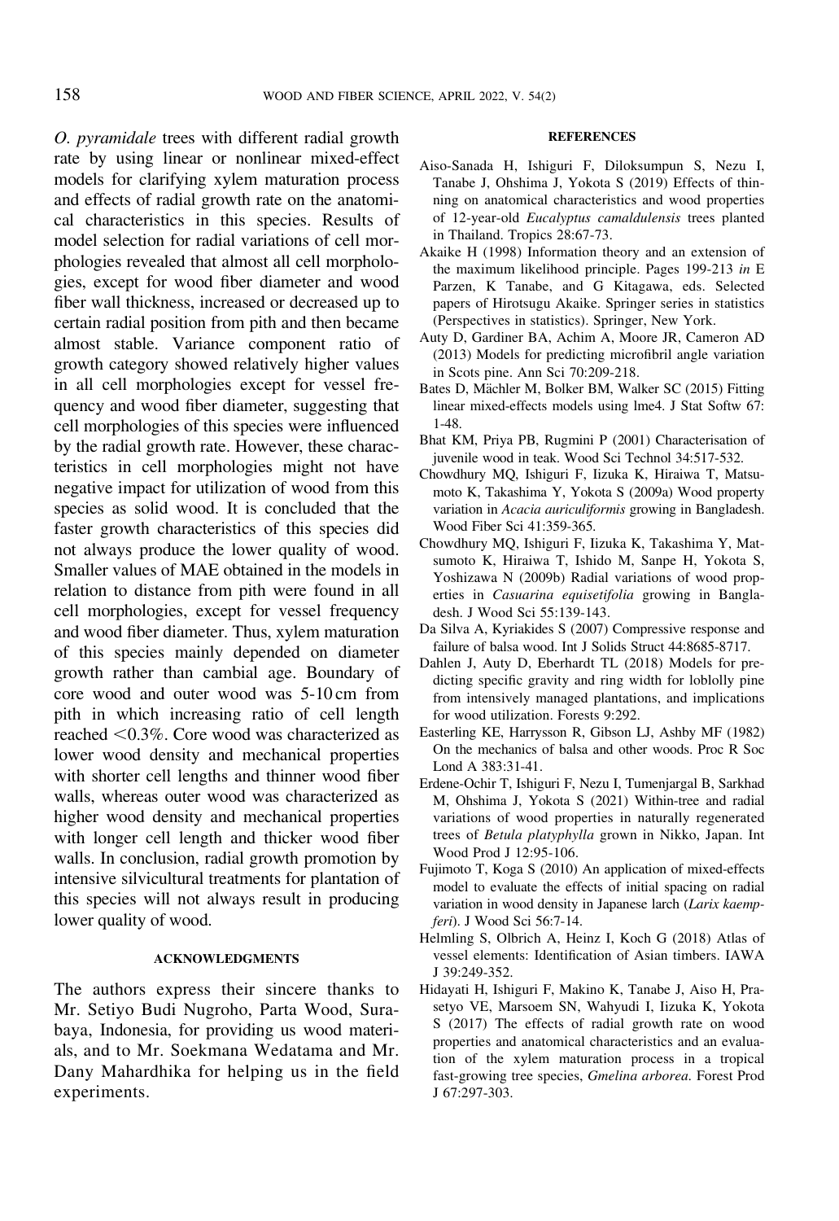*O. pyramidale* trees with different radial growth rate by using linear or nonlinear mixed-effect models for clarifying xylem maturation process and effects of radial growth rate on the anatomical characteristics in this species. Results of model selection for radial variations of cell morphologies revealed that almost all cell morphologies, except for wood fiber diameter and wood fiber wall thickness, increased or decreased up to certain radial position from pith and then became almost stable. Variance component ratio of growth category showed relatively higher values in all cell morphologies except for vessel frequency and wood fiber diameter, suggesting that cell morphologies of this species were influenced by the radial growth rate. However, these characteristics in cell morphologies might not have negative impact for utilization of wood from this species as solid wood. It is concluded that the faster growth characteristics of this species did not always produce the lower quality of wood. Smaller values of MAE obtained in the models in relation to distance from pith were found in all cell morphologies, except for vessel frequency and wood fiber diameter. Thus, xylem maturation of this species mainly depended on diameter growth rather than cambial age. Boundary of core wood and outer wood was 5-10 cm from pith in which increasing ratio of cell length reached <0.3%. Core wood was characterized as lower wood density and mechanical properties with shorter cell lengths and thinner wood fiber walls, whereas outer wood was characterized as higher wood density and mechanical properties with longer cell length and thicker wood fiber walls. In conclusion, radial growth promotion by intensive silvicultural treatments for plantation of this species will not always result in producing lower quality of wood.

## ACKNOWLEDGMENTS

The authors express their sincere thanks to Mr. Setiyo Budi Nugroho, Parta Wood, Surabaya, Indonesia, for providing us wood materials, and to Mr. Soekmana Wedatama and Mr. Dany Mahardhika for helping us in the field experiments.

## REFERENCES

Aiso-Sanada H, Ishiguri F, Diloksumpun S, Nezu I, Tanabe J, Ohshima J, Yokota S (2019) Effects of thinning on anatomical characteristics and wood properties of 12-year-old *Eucalyptus camaldulensis* trees planted in Thailand. Tropics 28:67-73.

Akaike H (1998) Information theory and an extension of the maximum likelihood principle. Pages 199-213 *in* E Parzen, K Tanabe, and G Kitagawa, eds. Selected papers of Hirotsugu Akaike. Springer series in statistics (Perspectives in statistics). Springer, New York.

Auty D, Gardiner BA, Achim A, Moore JR, Cameron AD (2013) Models for predicting microfibril angle variation in Scots pine. Ann Sci 70:209-218.

Bates D, Mächler M, Bolker BM, Walker SC (2015) Fitting linear mixed-effects models using lme4. J Stat Softw 67: 1-48.

Bhat KM, Priya PB, Rugmini P (2001) Characterisation of juvenile wood in teak. Wood Sci Technol 34:517-532.

Chowdhury MQ, Ishiguri F, Iizuka K, Hiraiwa T, Matsumoto K, Takashima Y, Yokota S (2009a) Wood property variation in *Acacia auriculiformis* growing in Bangladesh. Wood Fiber Sci 41:359-365.

Chowdhury MQ, Ishiguri F, Iizuka K, Takashima Y, Matsumoto K, Hiraiwa T, Ishido M, Sanpe H, Yokota S, Yoshizawa N (2009b) Radial variations of wood properties in *Casuarina equisetifolia* growing in Bangladesh. J Wood Sci 55:139-143.

Da Silva A, Kyriakides S (2007) Compressive response and failure of balsa wood. Int J Solids Struct 44:8685-8717.

Dahlen J, Auty D, Eberhardt TL (2018) Models for predicting specific gravity and ring width for loblolly pine from intensively managed plantations, and implications for wood utilization. Forests 9:292.

Easterling KE, Harrysson R, Gibson LJ, Ashby MF (1982) On the mechanics of balsa and other woods. Proc R Soc Lond A 383:31-41.

Erdene-Ochir T, Ishiguri F, Nezu I, Tumenjargal B, Sarkhad M, Ohshima J, Yokota S (2021) Within-tree and radial variations of wood properties in naturally regenerated trees of *Betula platyphylla* grown in Nikko, Japan. Int Wood Prod J 12:95-106.

Fujimoto T, Koga S (2010) An application of mixed-effects model to evaluate the effects of initial spacing on radial variation in wood density in Japanese larch (*Larix kaempferi*). J Wood Sci 56:7-14.

Helmling S, Olbrich A, Heinz I, Koch G (2018) Atlas of vessel elements: Identification of Asian timbers. IAWA J 39:249-352.

Hidayati H, Ishiguri F, Makino K, Tanabe J, Aiso H, Prasetyo VE, Marsoem SN, Wahyudi I, Iizuka K, Yokota S (2017) The effects of radial growth rate on wood properties and anatomical characteristics and an evaluation of the xylem maturation process in a tropical fast-growing tree species, *Gmelina arborea*. Forest Prod J 67:297-303.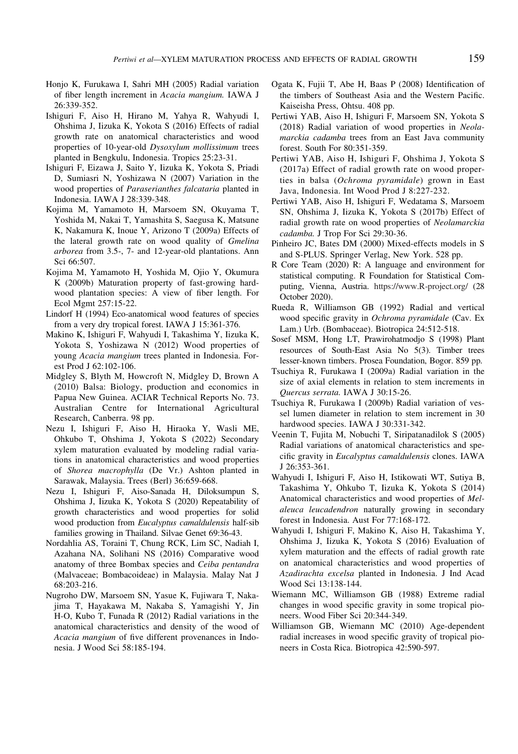Honjo K, Furukawa I, Sahri MH (2005) Radial variation of fiber length increment in *Acacia mangium.* IAWA J 26:339-352.

Ishiguri F, Aiso H, Hirano M, Yahya R, Wahyudi I, Ohshima J, Iizuka K, Yokota S (2016) Effects of radial growth rate on anatomical characteristics and wood properties of 10-year-old *Dysoxylum mollissimum* trees planted in Bengkulu, Indonesia. Tropics 25:23-31.

Ishiguri F, Eizawa J, Saito Y, Iizuka K, Yokota S, Priadi D, Sumiasri N, Yoshizawa N (2007) Variation in the wood properties of *Paraserianthes falcataria* planted in Indonesia. IAWA J 28:339-348.

Kojima M, Yamamoto H, Marsoem SN, Okuyama T, Yoshida M, Nakai T, Yamashita S, Saegusa K, Matsune K, Nakamura K, Inoue Y, Arizono T (2009a) Effects of the lateral growth rate on wood quality of *Gmelina arborea* from 3.5-, 7- and 12-year-old plantations. Ann Sci 66:507.

Kojima M, Yamamoto H, Yoshida M, Ojio Y, Okumura K (2009b) Maturation property of fast-growing hardwood plantation species: A view of fiber length. For Ecol Mgmt 257:15-22.

Lindorf H (1994) Eco-anatomical wood features of species from a very dry tropical forest. IAWA J 15:361-376.

Makino K, Ishiguri F, Wahyudi I, Takashima Y, Iizuka K, Yokota S, Yoshizawa N (2012) Wood properties of young *Acacia mangium* trees planted in Indonesia. Forest Prod J 62:102-106.

Midgley S, Blyth M, Howcroft N, Midgley D, Brown A (2010) Balsa: Biology, production and economics in Papua New Guinea. ACIAR Technical Reports No. 73. Australian Centre for International Agricultural Research, Canberra. 98 pp.

Nezu I, Ishiguri F, Aiso H, Hiraoka Y, Wasli ME, Ohkubo T, Ohshima J, Yokota S (2022) Secondary xylem maturation evaluated by modeling radial variations in anatomical characteristics and wood properties of *Shorea macrophylla* (De Vr.) Ashton planted in Sarawak, Malaysia. Trees (Berl) 36:659-668.

Nezu I, Ishiguri F, Aiso-Sanada H, Diloksumpun S, Ohshima J, Iizuka K, Yokota S (2020) Repeatability of growth characteristics and wood properties for solid wood production from *Eucalyptus camaldulensis* half-sib families growing in Thailand. Silvae Genet 69:36-43.

Nordahlia AS, Toraini T, Chung RCK, Lim SC, Nadiah I, Azahana NA, Solihani NS (2016) Comparative wood anatomy of three Bombax species and *Ceiba pentandra* (Malvaceae; Bombacoideae) in Malaysia. Malay Nat J 68:203-216.

Nugroho DW, Marsoem SN, Yasue K, Fujiwara T, Nakajima T, Hayakawa M, Nakaba S, Yamagishi Y, Jin H-O, Kubo T, Funada R (2012) Radial variations in the anatomical characteristics and density of the wood of *Acacia mangium* of five different provenances in Indonesia. J Wood Sci 58:185-194.

Ogata K, Fujii T, Abe H, Baas P (2008) Identification of the timbers of Southeast Asia and the Western Pacific. Kaiseisha Press, Ohtsu. 408 pp.

Pertiwi YAB, Aiso H, Ishiguri F, Marsoem SN, Yokota S (2018) Radial variation of wood properties in *Neolamarckia cadamba* trees from an East Java community forest. South For 80:351-359.

Pertiwi YAB, Aiso H, Ishiguri F, Ohshima J, Yokota S (2017a) Effect of radial growth rate on wood properties in balsa (*Ochroma pyramidale*) grown in East Java, Indonesia. Int Wood Prod J 8:227-232.

Pertiwi YAB, Aiso H, Ishiguri F, Wedatama S, Marsoem SN, Ohshima J, Iizuka K, Yokota S (2017b) Effect of radial growth rate on wood properties of *Neolamarckia cadamba.* J Trop For Sci 29:30-36.

Pinheiro JC, Bates DM (2000) Mixed-effects models in S and S-PLUS. Springer Verlag, New York. 528 pp.

R Core Team (2020) R: A language and environment for statistical computing. R Foundation for Statistical Computing, Vienna, Austria. https://www.R-project.org/ (28 October 2020).

Rueda R, Williamson GB (1992) Radial and vertical wood specific gravity in *Ochroma pyramidale* (Cav. Ex Lam.) Urb. (Bombaceae). Biotropica 24:512-518.

Sosef MSM, Hong LT, Prawirohatmodjo S (1998) Plant resources of South-East Asia No 5(3). Timber trees lesser-known timbers. Prosea Foundation, Bogor. 859 pp.

Tsuchiya R, Furukawa I (2009a) Radial variation in the size of axial elements in relation to stem increments in *Quercus serrata.* IAWA J 30:15-26.

Tsuchiya R, Furukawa I (2009b) Radial variation of vessel lumen diameter in relation to stem increment in 30 hardwood species. IAWA J 30:331-342.

Veenin T, Fujita M, Nobuchi T, Siripatanadilok S (2005) Radial variations of anatomical characteristics and specific gravity in *Eucalyptus camaldulensis* clones. IAWA J 26:353-361.

Wahyudi I, Ishiguri F, Aiso H, Istikowati WT, Sutiya B, Takashima Y, Ohkubo T, Iizuka K, Yokota S (2014) Anatomical characteristics and wood properties of *Melaleuca leucadendron* naturally growing in secondary forest in Indonesia. Aust For 77:168-172.

Wahyudi I, Ishiguri F, Makino K, Aiso H, Takashima Y, Ohshima J, Iizuka K, Yokota S (2016) Evaluation of xylem maturation and the effects of radial growth rate on anatomical characteristics and wood properties of *Azadirachta excelsa* planted in Indonesia. J Ind Acad Wood Sci 13:138-144.

Wiemann MC, Williamson GB (1988) Extreme radial changes in wood specific gravity in some tropical pioneers. Wood Fiber Sci 20:344-349.

Williamson GB, Wiemann MC (2010) Age-dependent radial increases in wood specific gravity of tropical pioneers in Costa Rica. Biotropica 42:590-597.